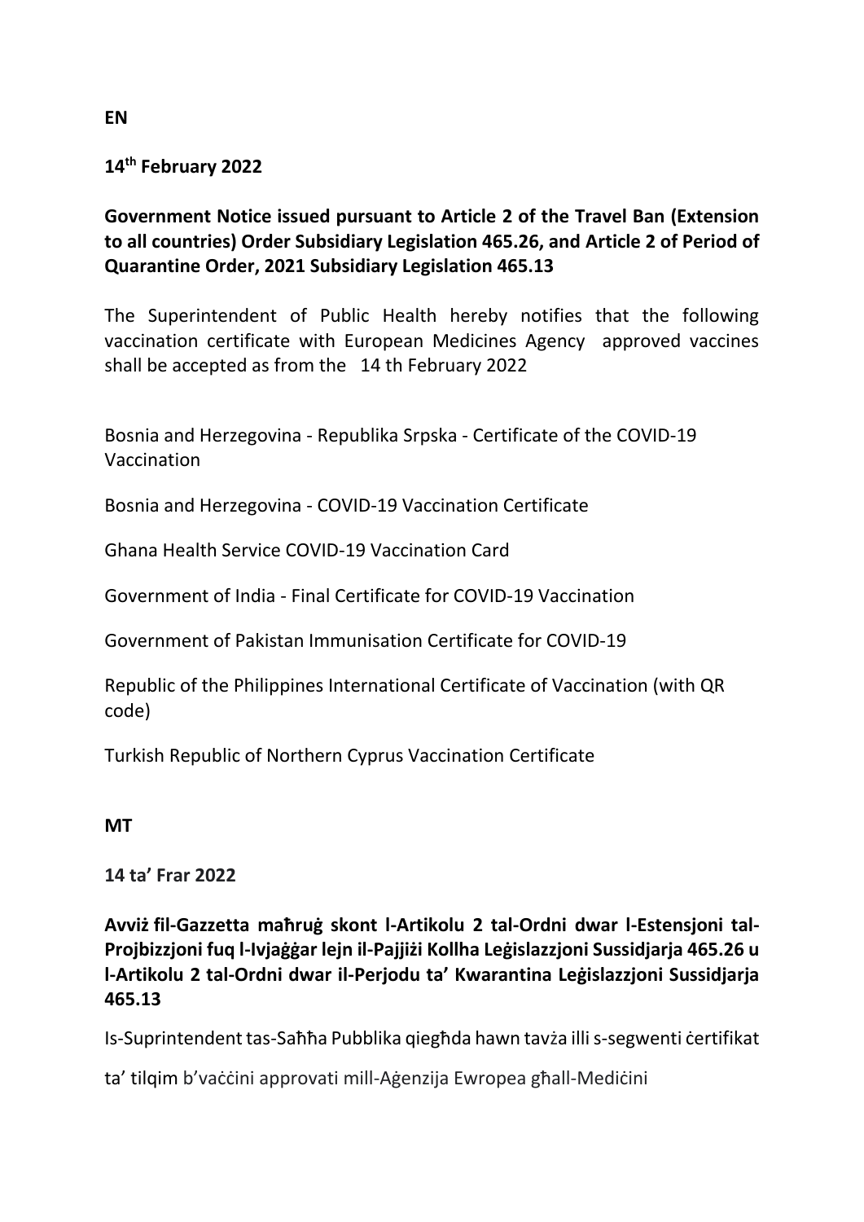**EN**

**14th February 2022**

**Government Notice issued pursuant to Article 2 of the Travel Ban (Extension to all countries) Order Subsidiary Legislation 465.26, and Article 2 of Period of Quarantine Order, 2021 Subsidiary Legislation 465.13**

The Superintendent of Public Health hereby notifies that the following vaccination certificate with European Medicines Agency approved vaccines shall be accepted as from the 14 th February 2022

Bosnia and Herzegovina - Republika Srpska - Certificate of the COVID-19 Vaccination

Bosnia and Herzegovina - COVID-19 Vaccination Certificate

Ghana Health Service COVID-19 Vaccination Card

Government of India - Final Certificate for COVID-19 Vaccination

Government of Pakistan Immunisation Certificate for COVID-19

Republic of the Philippines International Certificate of Vaccination (with QR code)

Turkish Republic of Northern Cyprus Vaccination Certificate

**MT**

**14 ta' Frar 2022**

**Avviż fil-Gazzetta maħruġ skont l-Artikolu 2 tal-Ordni dwar l-Estensjoni tal-Projbizzjoni fuq l-Ivjaġġar lejn il-Pajjiżi Kollha Leġislazzjoni Sussidjarja 465.26 u l-Artikolu 2 tal-Ordni dwar il-Perjodu ta' Kwarantina Leġislazzjoni Sussidjarja 465.13**

Is-Suprintendent tas-Saħħa Pubblika qiegħda hawn tavża illi s-segwenti ċertifikat

ta' tilqim b'vaċċini approvati mill-Aġenzija Ewropea għall-Mediċini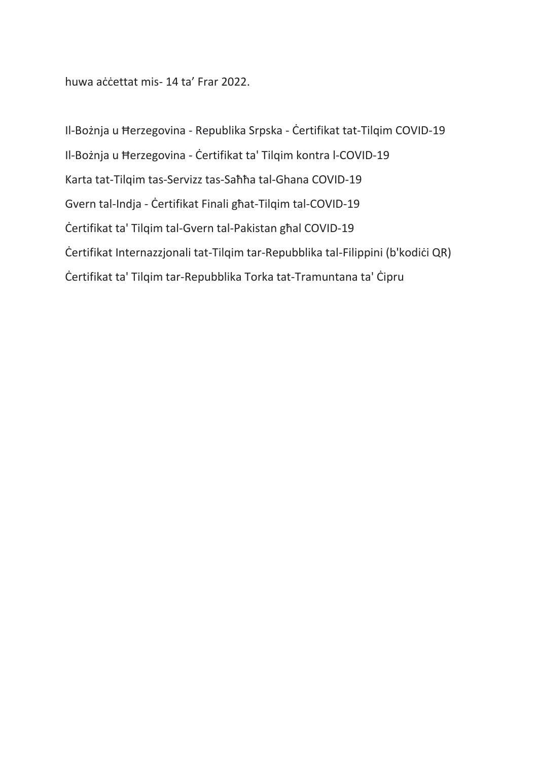huwa aċċettat mis- 14 ta’ Frar 2022.

Il-Bożnja u Ħerzegovina - Republika Srpska - Ċertifikat tat-Tilqim COVID-19

Il-Bożnja u Ħerzegovina - Ċertifikat ta' Tilqim kontra l-COVID-19

Karta tat-Tilqim tas-Servizz tas-Saħħa tal-Ghana COVID-19

Gvern tal-Indja - Ċertifikat Finali għat-Tilqim tal-COVID-19

Ċertifikat ta' Tilqim tal-Gvern tal-Pakistan għal COVID-19

Ċertifikat Internazzjonali tat-Tilqim tar-Repubblika tal-Filippini (b'kodiċi QR)

Ċertifikat ta' Tilqim tar-Repubblika Torka tat-Tramuntana ta' Ċipru